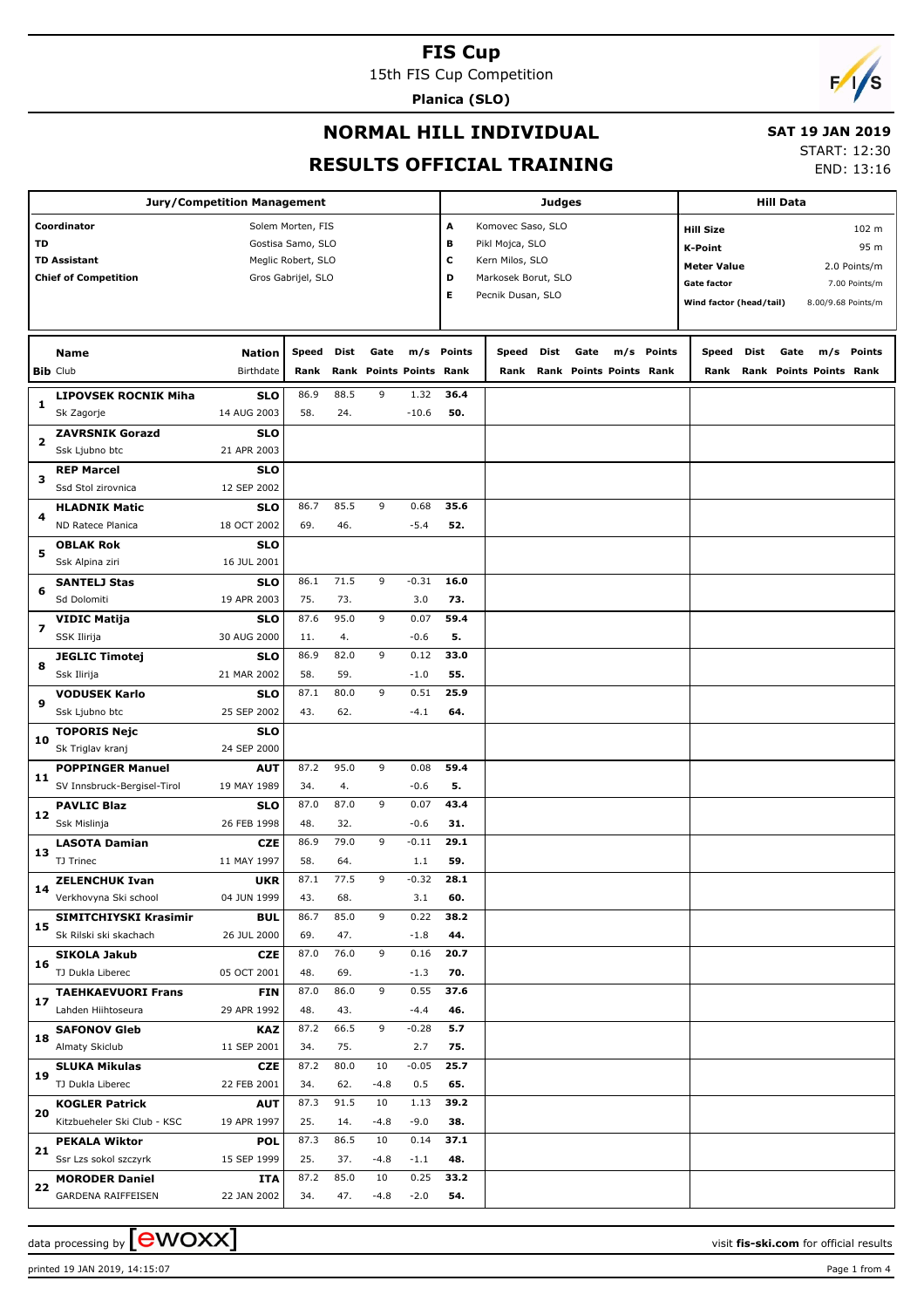# FIS Cup

15th FIS Cup Competition

**Planica (SLO)**

## NORMAL HILL INDIVIDUAL

## RESULTS OFFICIAL TRAINING

**SAT 19 JAN 2019**

START: 12:30

END: 13:16

| Jury/Competition Management | |
|---|---|
| Coordinator | Solem Morten, FIS |
| TD | Gostisa Samo, SLO |
| TD Assistant | Meglic Robert, SLO |
| Chief of Competition | Gros Gabrijel, SLO |

| Judges | |
|---|---|
| A | Komovec Saso, SLO |
| B | Pikl Mojca, SLO |
| C | Kern Milos, SLO |
| D | Markosek Borut, SLO |
| E | Pecnik Dusan, SLO |

| Hill Data | |
|---|---|
| Hill Size | 102 m |
| K-Point | 95 m |
| Meter Value | 2.0 Points/m |
| Gate factor | 7.00 Points/m |
| Wind factor (head/tail) | 8.00/9.68 Points/m |

| Bib | Name / Club | Nation / Birthdate | Speed / Rank | Dist / Rank | Gate / Points | m/s / Points | Points / Rank |
|---|---|---|---|---|---|---|---|
| 1 | **LIPOVSEK ROCNIK Miha** / Sk Zagorje | SLO / 14 AUG 2003 | 86.9 / 58. | 88.5 / 24. | 9 | 1.32 / -10.6 | 36.4 / 50. |
| 2 | **ZAVRSNIK Gorazd** / Ssk Ljubno btc | SLO / 21 APR 2003 | | | | | |
| 3 | **REP Marcel** / Ssd Stol zirovnica | SLO / 12 SEP 2002 | | | | | |
| 4 | **HLADNIK Matic** / ND Ratece Planica | SLO / 18 OCT 2002 | 86.7 / 69. | 85.5 / 46. | 9 | 0.68 / -5.4 | 35.6 / 52. |
| 5 | **OBLAK Rok** / Ssk Alpina ziri | SLO / 16 JUL 2001 | | | | | |
| 6 | **SANTELJ Stas** / Sd Dolomiti | SLO / 19 APR 2003 | 86.1 / 75. | 71.5 / 73. | 9 | -0.31 / 3.0 | 16.0 / 73. |
| 7 | **VIDIC Matija** / SSK Ilirija | SLO / 30 AUG 2000 | 87.6 / 11. | 95.0 / 4. | 9 | 0.07 / -0.6 | 59.4 / 5. |
| 8 | **JEGLIC Timotej** / Ssk Ilirija | SLO / 21 MAR 2002 | 86.9 / 58. | 82.0 / 59. | 9 | 0.12 / -1.0 | 33.0 / 55. |
| 9 | **VODUSEK Karlo** / Ssk Ljubno btc | SLO / 25 SEP 2002 | 87.1 / 43. | 80.0 / 62. | 9 | 0.51 / -4.1 | 25.9 / 64. |
| 10 | **TOPORIS Nejc** / Sk Triglav kranj | SLO / 24 SEP 2000 | | | | | |
| 11 | **POPPINGER Manuel** / SV Innsbruck-Bergisel-Tirol | AUT / 19 MAY 1989 | 87.2 / 34. | 95.0 / 4. | 9 | 0.08 / -0.6 | 59.4 / 5. |
| 12 | **PAVLIC Blaz** / Ssk Mislinja | SLO / 26 FEB 1998 | 87.0 / 48. | 87.0 / 32. | 9 | 0.07 / -0.6 | 43.4 / 31. |
| 13 | **LASOTA Damian** / TJ Trinec | CZE / 11 MAY 1997 | 86.9 / 58. | 79.0 / 64. | 9 | -0.11 / 1.1 | 29.1 / 59. |
| 14 | **ZELENCHUK Ivan** / Verkhovyna Ski school | UKR / 04 JUN 1999 | 87.1 / 43. | 77.5 / 68. | 9 | -0.32 / 3.1 | 28.1 / 60. |
| 15 | **SIMITCHIYSKI Krasimir** / Sk Rilski ski skachach | BUL / 26 JUL 2000 | 86.7 / 69. | 85.0 / 47. | 9 | 0.22 / -1.8 | 38.2 / 44. |
| 16 | **SIKOLA Jakub** / TJ Dukla Liberec | CZE / 05 OCT 2001 | 87.0 / 48. | 76.0 / 69. | 9 | 0.16 / -1.3 | 20.7 / 70. |
| 17 | **TAEHKAEVUORI Frans** / Lahden Hiihtoseura | FIN / 29 APR 1992 | 87.0 / 48. | 86.0 / 43. | 9 | 0.55 / -4.4 | 37.6 / 46. |
| 18 | **SAFONOV Gleb** / Almaty Skiclub | KAZ / 11 SEP 2001 | 87.2 / 34. | 66.5 / 75. | 9 | -0.28 / 2.7 | 5.7 / 75. |
| 19 | **SLUKA Mikulas** / TJ Dukla Liberec | CZE / 22 FEB 2001 | 87.2 / 34. | 80.0 / 62. | 10 / -4.8 | -0.05 / 0.5 | 25.7 / 65. |
| 20 | **KOGLER Patrick** / Kitzbueheler Ski Club - KSC | AUT / 19 APR 1997 | 87.3 / 25. | 91.5 / 14. | 10 / -4.8 | 1.13 / -9.0 | 39.2 / 38. |
| 21 | **PEKALA Wiktor** / Ssr Lzs sokol szczyrk | POL / 15 SEP 1999 | 87.3 / 25. | 86.5 / 37. | 10 / -4.8 | 0.14 / -1.1 | 37.1 / 48. |
| 22 | **MORODER Daniel** / GARDENA RAIFFEISEN | ITA / 22 JAN 2002 | 87.2 / 34. | 85.0 / 47. | 10 / -4.8 | 0.25 / -2.0 | 33.2 / 54. |

data processing by ewoxx — visit fis-ski.com for official results

printed 19 JAN 2019, 14:15:07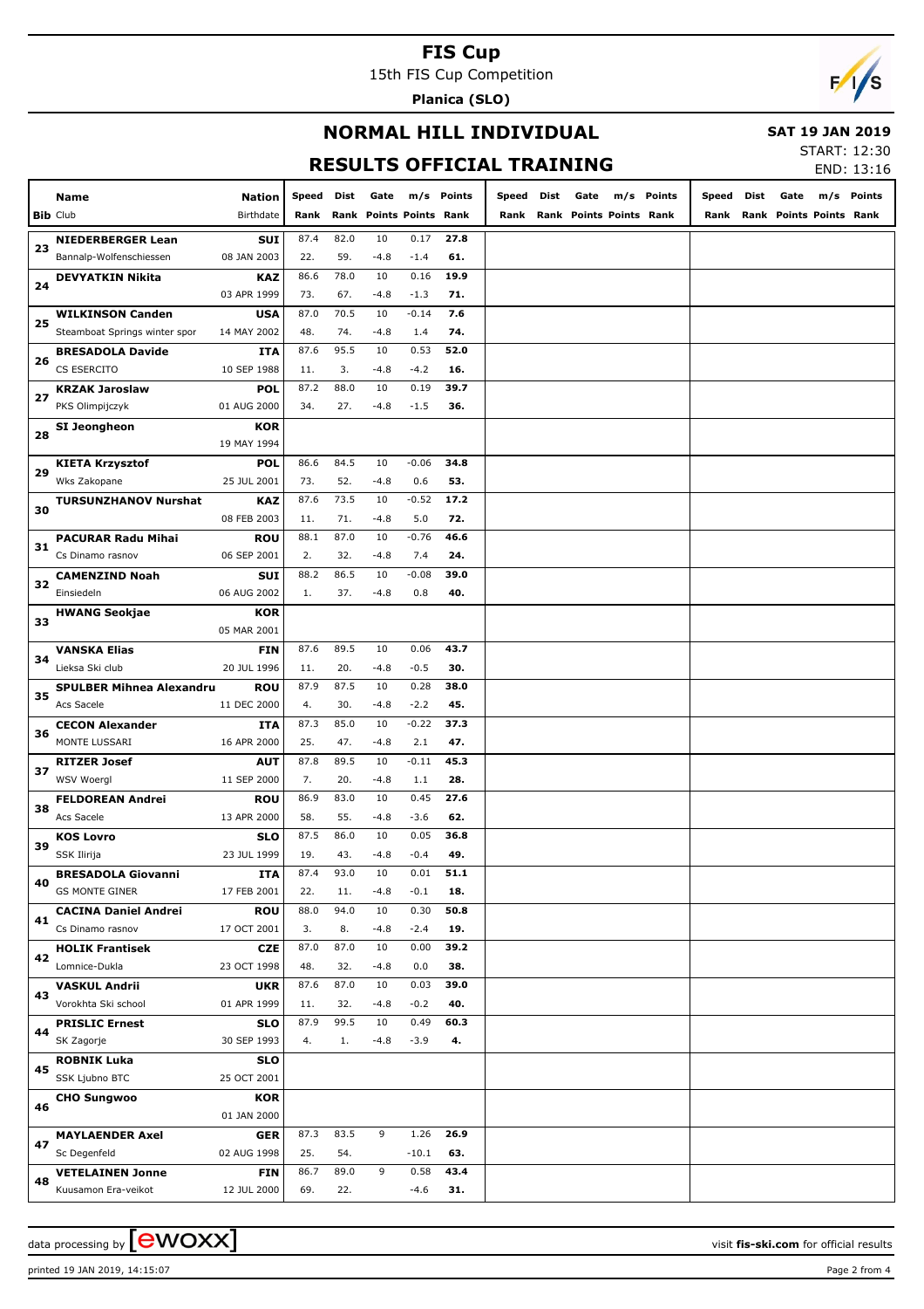# FIS Cup

15th FIS Cup Competition

**Planica (SLO)**

## NORMAL HILL INDIVIDUAL

**SAT 19 JAN 2019**

START: 12:30

END: 13:16

## RESULTS OFFICIAL TRAINING

| Bib | Name / Club | Nation / Birthdate | Speed / Rank | Dist / Rank | Gate / Points | m/s / Points | Points / Rank | Speed / Rank | Dist / Rank | Gate / Points | m/s / Points | Points / Rank | Speed / Rank | Dist / Rank | Gate / Points | m/s / Points | Points / Rank |
|---|---|---|---|---|---|---|---|---|---|---|---|---|---|---|---|---|---|
| 23 | **NIEDERBERGER Lean** | **SUI** | 87.4 | 82.0 | 10 | 0.17 | **27.8** | | | | | | | | | | |
| | Bannalp-Wolfenschiessen | 08 JAN 2003 | 22. | 59. | -4.8 | -1.4 | **61.** | | | | | | | | | | |
| 24 | **DEVYATKIN Nikita** | **KAZ** | 86.6 | 78.0 | 10 | 0.16 | **19.9** | | | | | | | | | | |
| | | 03 APR 1999 | 73. | 67. | -4.8 | -1.3 | **71.** | | | | | | | | | | |
| 25 | **WILKINSON Canden** | **USA** | 87.0 | 70.5 | 10 | -0.14 | **7.6** | | | | | | | | | | |
| | Steamboat Springs winter spor | 14 MAY 2002 | 48. | 74. | -4.8 | 1.4 | **74.** | | | | | | | | | | |
| 26 | **BRESADOLA Davide** | **ITA** | 87.6 | 95.5 | 10 | 0.53 | **52.0** | | | | | | | | | | |
| | CS ESERCITO | 10 SEP 1988 | 11. | 3. | -4.8 | -4.2 | **16.** | | | | | | | | | | |
| 27 | **KRZAK Jaroslaw** | **POL** | 87.2 | 88.0 | 10 | 0.19 | **39.7** | | | | | | | | | | |
| | PKS Olimpijczyk | 01 AUG 2000 | 34. | 27. | -4.8 | -1.5 | **36.** | | | | | | | | | | |
| 28 | **SI Jeongheon** | **KOR** | | | | | | | | | | | | | | | |
| | | 19 MAY 1994 | | | | | | | | | | | | | | | |
| 29 | **KIETA Krzysztof** | **POL** | 86.6 | 84.5 | 10 | -0.06 | **34.8** | | | | | | | | | | |
| | Wks Zakopane | 25 JUL 2001 | 73. | 52. | -4.8 | 0.6 | **53.** | | | | | | | | | | |
| 30 | **TURSUNZHANOV Nurshat** | **KAZ** | 87.6 | 73.5 | 10 | -0.52 | **17.2** | | | | | | | | | | |
| | | 08 FEB 2003 | 11. | 71. | -4.8 | 5.0 | **72.** | | | | | | | | | | |
| 31 | **PACURAR Radu Mihai** | **ROU** | 88.1 | 87.0 | 10 | -0.76 | **46.6** | | | | | | | | | | |
| | Cs Dinamo rasnov | 06 SEP 2001 | 2. | 32. | -4.8 | 7.4 | **24.** | | | | | | | | | | |
| 32 | **CAMENZIND Noah** | **SUI** | 88.2 | 86.5 | 10 | -0.08 | **39.0** | | | | | | | | | | |
| | Einsiedeln | 06 AUG 2002 | 1. | 37. | -4.8 | 0.8 | **40.** | | | | | | | | | | |
| 33 | **HWANG Seokjae** | **KOR** | | | | | | | | | | | | | | | |
| | | 05 MAR 2001 | | | | | | | | | | | | | | | |
| 34 | **VANSKA Elias** | **FIN** | 87.6 | 89.5 | 10 | 0.06 | **43.7** | | | | | | | | | | |
| | Lieksa Ski club | 20 JUL 1996 | 11. | 20. | -4.8 | -0.5 | **30.** | | | | | | | | | | |
| 35 | **SPULBER Mihnea Alexandru** | **ROU** | 87.9 | 87.5 | 10 | 0.28 | **38.0** | | | | | | | | | | |
| | Acs Sacele | 11 DEC 2000 | 4. | 30. | -4.8 | -2.2 | **45.** | | | | | | | | | | |
| 36 | **CECON Alexander** | **ITA** | 87.3 | 85.0 | 10 | -0.22 | **37.3** | | | | | | | | | | |
| | MONTE LUSSARI | 16 APR 2000 | 25. | 47. | -4.8 | 2.1 | **47.** | | | | | | | | | | |
| 37 | **RITZER Josef** | **AUT** | 87.8 | 89.5 | 10 | -0.11 | **45.3** | | | | | | | | | | |
| | WSV Woergl | 11 SEP 2000 | 7. | 20. | -4.8 | 1.1 | **28.** | | | | | | | | | | |
| 38 | **FELDOREAN Andrei** | **ROU** | 86.9 | 83.0 | 10 | 0.45 | **27.6** | | | | | | | | | | |
| | Acs Sacele | 13 APR 2000 | 58. | 55. | -4.8 | -3.6 | **62.** | | | | | | | | | | |
| 39 | **KOS Lovro** | **SLO** | 87.5 | 86.0 | 10 | 0.05 | **36.8** | | | | | | | | | | |
| | SSK Ilirija | 23 JUL 1999 | 19. | 43. | -4.8 | -0.4 | **49.** | | | | | | | | | | |
| 40 | **BRESADOLA Giovanni** | **ITA** | 87.4 | 93.0 | 10 | 0.01 | **51.1** | | | | | | | | | | |
| | GS MONTE GINER | 17 FEB 2001 | 22. | 11. | -4.8 | -0.1 | **18.** | | | | | | | | | | |
| 41 | **CACINA Daniel Andrei** | **ROU** | 88.0 | 94.0 | 10 | 0.30 | **50.8** | | | | | | | | | | |
| | Cs Dinamo rasnov | 17 OCT 2001 | 3. | 8. | -4.8 | -2.4 | **19.** | | | | | | | | | | |
| 42 | **HOLIK Frantisek** | **CZE** | 87.0 | 87.0 | 10 | 0.00 | **39.2** | | | | | | | | | | |
| | Lomnice-Dukla | 23 OCT 1998 | 48. | 32. | -4.8 | 0.0 | **38.** | | | | | | | | | | |
| 43 | **VASKUL Andrii** | **UKR** | 87.6 | 87.0 | 10 | 0.03 | **39.0** | | | | | | | | | | |
| | Vorokhta Ski school | 01 APR 1999 | 11. | 32. | -4.8 | -0.2 | **40.** | | | | | | | | | | |
| 44 | **PRISLIC Ernest** | **SLO** | 87.9 | 99.5 | 10 | 0.49 | **60.3** | | | | | | | | | | |
| | SK Zagorje | 30 SEP 1993 | 4. | 1. | -4.8 | -3.9 | **4.** | | | | | | | | | | |
| 45 | **ROBNIK Luka** | **SLO** | | | | | | | | | | | | | | | |
| | SSK Ljubno BTC | 25 OCT 2001 | | | | | | | | | | | | | | | |
| 46 | **CHO Sungwoo** | **KOR** | | | | | | | | | | | | | | | |
| | | 01 JAN 2000 | | | | | | | | | | | | | | | |
| 47 | **MAYLAENDER Axel** | **GER** | 87.3 | 83.5 | 9 | 1.26 | **26.9** | | | | | | | | | | |
| | Sc Degenfeld | 02 AUG 1998 | 25. | 54. | | -10.1 | **63.** | | | | | | | | | | |
| 48 | **VETELAINEN Jonne** | **FIN** | 86.7 | 89.0 | 9 | 0.58 | **43.4** | | | | | | | | | | |
| | Kuusamon Era-veikot | 12 JUL 2000 | 69. | 22. | | -4.6 | **31.** | | | | | | | | | | |

data processing by ewoxx — visit **fis-ski.com** for official results

printed 19 JAN 2019, 14:15:07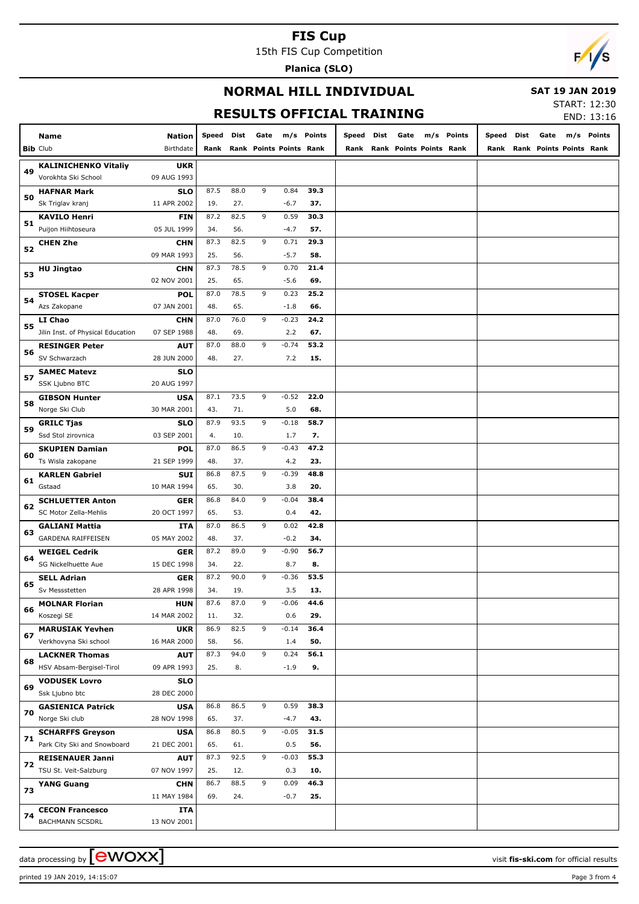# FIS Cup

15th FIS Cup Competition

**Planica (SLO)**

## NORMAL HILL INDIVIDUAL

**SAT 19 JAN 2019**

## RESULTS OFFICIAL TRAINING

START: 12:30
END: 13:16

| Bib | Name / Club | Nation / Birthdate | Speed / Rank | Dist / Rank | Gate / Points | m/s / Points | Points / Rank | Speed / Rank | Dist / Rank | Gate / Points | m/s / Points | Points / Rank | Speed / Rank | Dist / Rank | Gate / Points | m/s / Points | Points / Rank |
|---|---|---|---|---|---|---|---|---|---|---|---|---|---|---|---|---|---|
| 49 | **KALINICHENKO Vitaliy** | **UKR** | | | | | | | | | | | | | | | |
| | Vorokhta Ski School | 09 AUG 1993 | | | | | | | | | | | | | | | |
| 50 | **HAFNAR Mark** | **SLO** | 87.5 | 88.0 | 9 | 0.84 | **39.3** | | | | | | | | | | |
| | Sk Triglav kranj | 11 APR 2002 | 19. | 27. | | -6.7 | **37.** | | | | | | | | | | |
| 51 | **KAVILO Henri** | **FIN** | 87.2 | 82.5 | 9 | 0.59 | **30.3** | | | | | | | | | | |
| | Puijon Hiihtoseura | 05 JUL 1999 | 34. | 56. | | -4.7 | **57.** | | | | | | | | | | |
| 52 | **CHEN Zhe** | **CHN** | 87.3 | 82.5 | 9 | 0.71 | **29.3** | | | | | | | | | | |
| | | 09 MAR 1993 | 25. | 56. | | -5.7 | **58.** | | | | | | | | | | |
| 53 | **HU Jingtao** | **CHN** | 87.3 | 78.5 | 9 | 0.70 | **21.4** | | | | | | | | | | |
| | | 02 NOV 2001 | 25. | 65. | | -5.6 | **69.** | | | | | | | | | | |
| 54 | **STOSEL Kacper** | **POL** | 87.0 | 78.5 | 9 | 0.23 | **25.2** | | | | | | | | | | |
| | Azs Zakopane | 07 JAN 2001 | 48. | 65. | | -1.8 | **66.** | | | | | | | | | | |
| 55 | **LI Chao** | **CHN** | 87.0 | 76.0 | 9 | -0.23 | **24.2** | | | | | | | | | | |
| | Jilin Inst. of Physical Education | 07 SEP 1988 | 48. | 69. | | 2.2 | **67.** | | | | | | | | | | |
| 56 | **RESINGER Peter** | **AUT** | 87.0 | 88.0 | 9 | -0.74 | **53.2** | | | | | | | | | | |
| | SV Schwarzach | 28 JUN 2000 | 48. | 27. | | 7.2 | **15.** | | | | | | | | | | |
| 57 | **SAMEC Matevz** | **SLO** | | | | | | | | | | | | | | | |
| | SSK Ljubno BTC | 20 AUG 1997 | | | | | | | | | | | | | | | |
| 58 | **GIBSON Hunter** | **USA** | 87.1 | 73.5 | 9 | -0.52 | **22.0** | | | | | | | | | | |
| | Norge Ski Club | 30 MAR 2001 | 43. | 71. | | 5.0 | **68.** | | | | | | | | | | |
| 59 | **GRILC Tjas** | **SLO** | 87.9 | 93.5 | 9 | -0.18 | **58.7** | | | | | | | | | | |
| | Ssd Stol zirovnica | 03 SEP 2001 | 4. | 10. | | 1.7 | **7.** | | | | | | | | | | |
| 60 | **SKUPIEN Damian** | **POL** | 87.0 | 86.5 | 9 | -0.43 | **47.2** | | | | | | | | | | |
| | Ts Wisla zakopane | 21 SEP 1999 | 48. | 37. | | 4.2 | **23.** | | | | | | | | | | |
| 61 | **KARLEN Gabriel** | **SUI** | 86.8 | 87.5 | 9 | -0.39 | **48.8** | | | | | | | | | | |
| | Gstaad | 10 MAR 1994 | 65. | 30. | | 3.8 | **20.** | | | | | | | | | | |
| 62 | **SCHLUETTER Anton** | **GER** | 86.8 | 84.0 | 9 | -0.04 | **38.4** | | | | | | | | | | |
| | SC Motor Zella-Mehlis | 20 OCT 1997 | 65. | 53. | | 0.4 | **42.** | | | | | | | | | | |
| 63 | **GALIANI Mattia** | **ITA** | 87.0 | 86.5 | 9 | 0.02 | **42.8** | | | | | | | | | | |
| | GARDENA RAIFFEISEN | 05 MAY 2002 | 48. | 37. | | -0.2 | **34.** | | | | | | | | | | |
| 64 | **WEIGEL Cedrik** | **GER** | 87.2 | 89.0 | 9 | -0.90 | **56.7** | | | | | | | | | | |
| | SG Nickelhuette Aue | 15 DEC 1998 | 34. | 22. | | 8.7 | **8.** | | | | | | | | | | |
| 65 | **SELL Adrian** | **GER** | 87.2 | 90.0 | 9 | -0.36 | **53.5** | | | | | | | | | | |
| | Sv Messstetten | 28 APR 1998 | 34. | 19. | | 3.5 | **13.** | | | | | | | | | | |
| 66 | **MOLNAR Florian** | **HUN** | 87.6 | 87.0 | 9 | -0.06 | **44.6** | | | | | | | | | | |
| | Koszegi SE | 14 MAR 2002 | 11. | 32. | | 0.6 | **29.** | | | | | | | | | | |
| 67 | **MARUSIAK Yevhen** | **UKR** | 86.9 | 82.5 | 9 | -0.14 | **36.4** | | | | | | | | | | |
| | Verkhovyna Ski school | 16 MAR 2000 | 58. | 56. | | 1.4 | **50.** | | | | | | | | | | |
| 68 | **LACKNER Thomas** | **AUT** | 87.3 | 94.0 | 9 | 0.24 | **56.1** | | | | | | | | | | |
| | HSV Absam-Bergisel-Tirol | 09 APR 1993 | 25. | 8. | | -1.9 | **9.** | | | | | | | | | | |
| 69 | **VODUSEK Lovro** | **SLO** | | | | | | | | | | | | | | | |
| | Ssk Ljubno btc | 28 DEC 2000 | | | | | | | | | | | | | | | |
| 70 | **GASIENICA Patrick** | **USA** | 86.8 | 86.5 | 9 | 0.59 | **38.3** | | | | | | | | | | |
| | Norge Ski club | 28 NOV 1998 | 65. | 37. | | -4.7 | **43.** | | | | | | | | | | |
| 71 | **SCHARFFS Greyson** | **USA** | 86.8 | 80.5 | 9 | -0.05 | **31.5** | | | | | | | | | | |
| | Park City Ski and Snowboard | 21 DEC 2001 | 65. | 61. | | 0.5 | **56.** | | | | | | | | | | |
| 72 | **REISENAUER Janni** | **AUT** | 87.3 | 92.5 | 9 | -0.03 | **55.3** | | | | | | | | | | |
| | TSU St. Veit-Salzburg | 07 NOV 1997 | 25. | 12. | | 0.3 | **10.** | | | | | | | | | | |
| 73 | **YANG Guang** | **CHN** | 86.7 | 88.5 | 9 | 0.09 | **46.3** | | | | | | | | | | |
| | | 11 MAY 1984 | 69. | 24. | | -0.7 | **25.** | | | | | | | | | | |
| 74 | **CECON Francesco** | **ITA** | | | | | | | | | | | | | | | |
| | BACHMANN SCSDRL | 13 NOV 2001 | | | | | | | | | | | | | | | |

data processing by ewoxx — visit **fis-ski.com** for official results

printed 19 JAN 2019, 14:15:07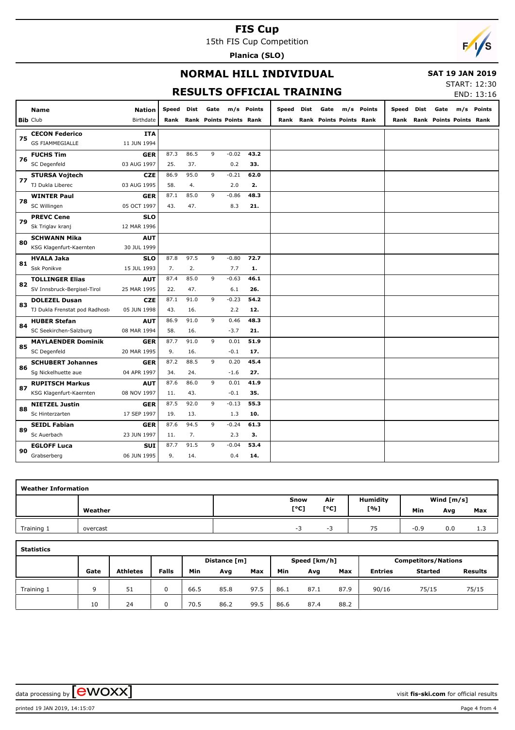# FIS Cup

15th FIS Cup Competition

**Planica (SLO)**

## NORMAL HILL INDIVIDUAL

**SAT 19 JAN 2019**

START: 12:30

END: 13:16

## RESULTS OFFICIAL TRAINING

| Bib | Name / Club | Nation / Birthdate | Speed Rank | Dist Rank | Gate Points | m/s Points | Points Rank | Speed Rank | Dist Rank | Gate Points | m/s Points | Points Rank | Speed Rank | Dist Rank | Gate Points | m/s Points | Points Rank |
|---|---|---|---|---|---|---|---|---|---|---|---|---|---|---|---|---|---|
| 75 | **CECON Federico** GS FIAMMEGIALLE | **ITA** 11 JUN 1994 | | | | | | | | | | | | | | | |
| 76 | **FUCHS Tim** SC Degenfeld | **GER** 03 AUG 1997 | 87.3 25. | 86.5 37. | 9 | -0.02 0.2 | **43.2** **33.** | | | | | | | | | | |
| 77 | **STURSA Vojtech** TJ Dukla Liberec | **CZE** 03 AUG 1995 | 86.9 58. | 95.0 4. | 9 | -0.21 2.0 | **62.0** **2.** | | | | | | | | | | |
| 78 | **WINTER Paul** SC Willingen | **GER** 05 OCT 1997 | 87.1 43. | 85.0 47. | 9 | -0.86 8.3 | **48.3** **21.** | | | | | | | | | | |
| 79 | **PREVC Cene** Sk Triglav kranj | **SLO** 12 MAR 1996 | | | | | | | | | | | | | | | |
| 80 | **SCHWANN Mika** KSG Klagenfurt-Kaernten | **AUT** 30 JUL 1999 | | | | | | | | | | | | | | | |
| 81 | **HVALA Jaka** Ssk Ponikve | **SLO** 15 JUL 1993 | 87.8 7. | 97.5 2. | 9 | -0.80 7.7 | **72.7** **1.** | | | | | | | | | | |
| 82 | **TOLLINGER Elias** SV Innsbruck-Bergisel-Tirol | **AUT** 25 MAR 1995 | 87.4 22. | 85.0 47. | 9 | -0.63 6.1 | **46.1** **26.** | | | | | | | | | | |
| 83 | **DOLEZEL Dusan** TJ Dukla Frenstat pod Radhost | **CZE** 05 JUN 1998 | 87.1 43. | 91.0 16. | 9 | -0.23 2.2 | **54.2** **12.** | | | | | | | | | | |
| 84 | **HUBER Stefan** SC Seekirchen-Salzburg | **AUT** 08 MAR 1994 | 86.9 58. | 91.0 16. | 9 | 0.46 -3.7 | **48.3** **21.** | | | | | | | | | | |
| 85 | **MAYLAENDER Dominik** SC Degenfeld | **GER** 20 MAR 1995 | 87.7 9. | 91.0 16. | 9 | 0.01 -0.1 | **51.9** **17.** | | | | | | | | | | |
| 86 | **SCHUBERT Johannes** Sg Nickelhuette aue | **GER** 04 APR 1997 | 87.2 34. | 88.5 24. | 9 | 0.20 -1.6 | **45.4** **27.** | | | | | | | | | | |
| 87 | **RUPITSCH Markus** KSG Klagenfurt-Kaernten | **AUT** 08 NOV 1997 | 87.6 11. | 86.0 43. | 9 | 0.01 -0.1 | **41.9** **35.** | | | | | | | | | | |
| 88 | **NIETZEL Justin** Sc Hinterzarten | **GER** 17 SEP 1997 | 87.5 19. | 92.0 13. | 9 | -0.13 1.3 | **55.3** **10.** | | | | | | | | | | |
| 89 | **SEIDL Fabian** Sc Auerbach | **GER** 23 JUN 1997 | 87.6 11. | 94.5 7. | 9 | -0.24 2.3 | **61.3** **3.** | | | | | | | | | | |
| 90 | **EGLOFF Luca** Grabserberg | **SUI** 06 JUN 1995 | 87.7 9. | 91.5 14. | 9 | -0.04 0.4 | **53.4** **14.** | | | | | | | | | | |

### Weather Information

| | Weather | Snow [°C] | Air [°C] | Humidity [%] | Wind [m/s] Min | Avg | Max |
|---|---|---|---|---|---|---|---|
| Training 1 | overcast | -3 | -3 | 75 | -0.9 | 0.0 | 1.3 |

### Statistics

| | Gate | Athletes | Falls | Distance [m] Min | Avg | Max | Speed [km/h] Min | Avg | Max | Competitors/Nations Entries | Started | Results |
|---|---|---|---|---|---|---|---|---|---|---|---|---|
| Training 1 | 9 | 51 | 0 | 66.5 | 85.8 | 97.5 | 86.1 | 87.1 | 87.9 | 90/16 | 75/15 | 75/15 |
| | 10 | 24 | 0 | 70.5 | 86.2 | 99.5 | 86.6 | 87.4 | 88.2 | | | |

data processing by [ewoxx] — visit **fis-ski.com** for official results

printed 19 JAN 2019, 14:15:07